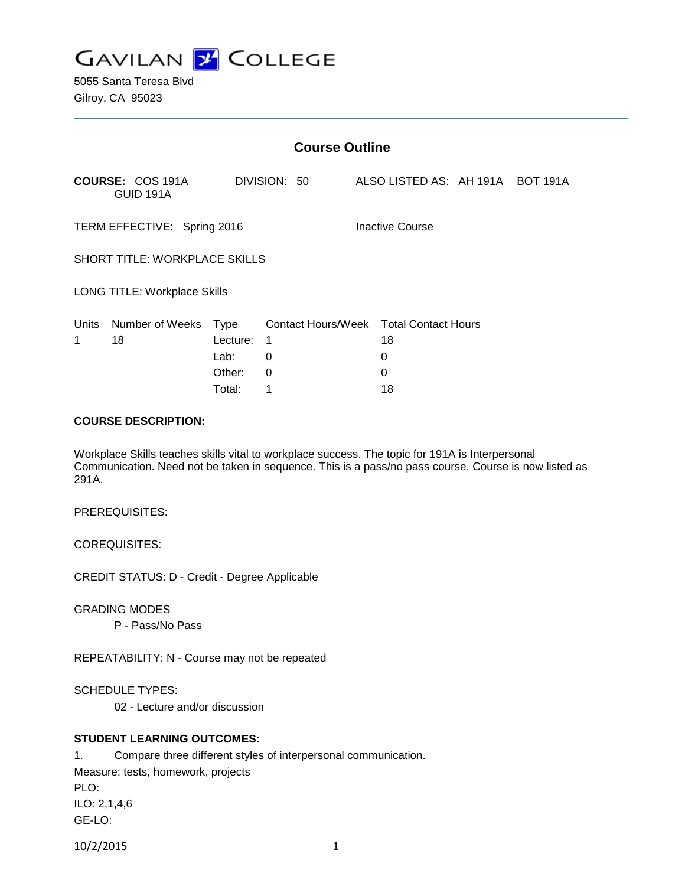# GAVILAN COLLEGE

5055 Santa Teresa Blvd
Gilroy, CA 95023

## Course Outline

**COURSE:** COS 191A GUID 191A    DIVISION: 50    ALSO LISTED AS: AH 191A BOT 191A

TERM EFFECTIVE: Spring 2016    Inactive Course

SHORT TITLE: WORKPLACE SKILLS

LONG TITLE: Workplace Skills

| Units | Number of Weeks | Type | Contact Hours/Week | Total Contact Hours |
|---|---|---|---|---|
| 1 | 18 | Lecture: | 1 | 18 |
| | | Lab: | 0 | 0 |
| | | Other: | 0 | 0 |
| | | Total: | 1 | 18 |

### COURSE DESCRIPTION:

Workplace Skills teaches skills vital to workplace success. The topic for 191A is Interpersonal Communication. Need not be taken in sequence. This is a pass/no pass course. Course is now listed as 291A.

PREREQUISITES:

COREQUISITES:

CREDIT STATUS: D - Credit - Degree Applicable

GRADING MODES
P - Pass/No Pass

REPEATABILITY: N - Course may not be repeated

SCHEDULE TYPES:
02 - Lecture and/or discussion

### STUDENT LEARNING OUTCOMES:

1. Compare three different styles of interpersonal communication.
Measure: tests, homework, projects
PLO:
ILO: 2,1,4,6
GE-LO: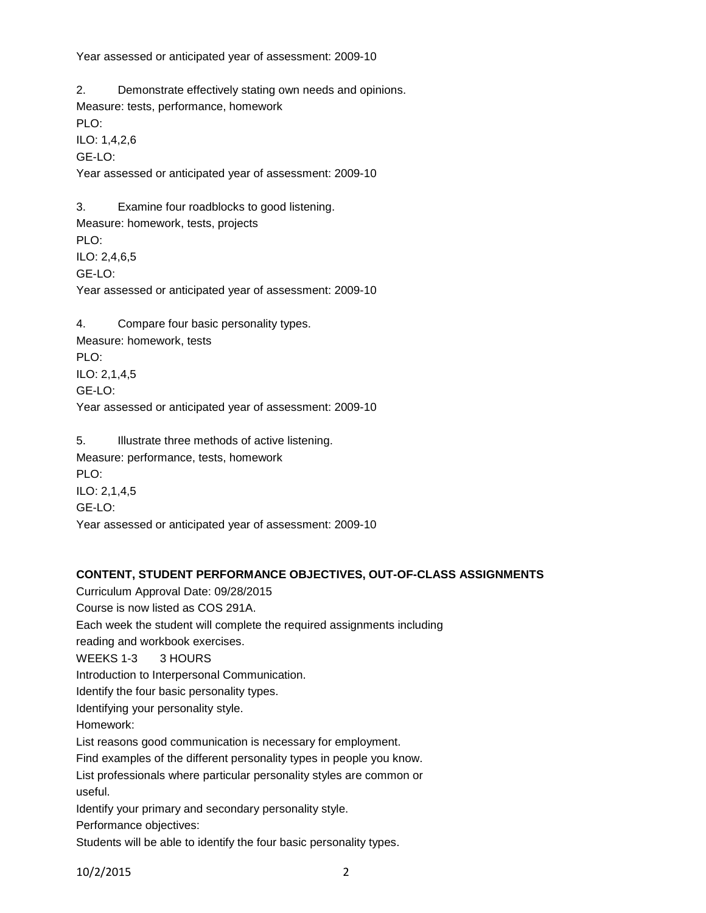Year assessed or anticipated year of assessment: 2009-10

2. Demonstrate effectively stating own needs and opinions.
Measure: tests, performance, homework
PLO:
ILO: 1,4,2,6
GE-LO:
Year assessed or anticipated year of assessment: 2009-10

3. Examine four roadblocks to good listening.
Measure: homework, tests, projects
PLO:
ILO: 2,4,6,5
GE-LO:
Year assessed or anticipated year of assessment: 2009-10

4. Compare four basic personality types.
Measure: homework, tests
PLO:
ILO: 2,1,4,5
GE-LO:
Year assessed or anticipated year of assessment: 2009-10

5. Illustrate three methods of active listening.
Measure: performance, tests, homework
PLO:
ILO: 2,1,4,5
GE-LO:
Year assessed or anticipated year of assessment: 2009-10

**CONTENT, STUDENT PERFORMANCE OBJECTIVES, OUT-OF-CLASS ASSIGNMENTS**

Curriculum Approval Date: 09/28/2015
Course is now listed as COS 291A.
Each week the student will complete the required assignments including
reading and workbook exercises.
WEEKS 1-3 3 HOURS
Introduction to Interpersonal Communication.
Identify the four basic personality types.
Identifying your personality style.
Homework:
List reasons good communication is necessary for employment.
Find examples of the different personality types in people you know.
List professionals where particular personality styles are common or
useful.
Identify your primary and secondary personality style.
Performance objectives:
Students will be able to identify the four basic personality types.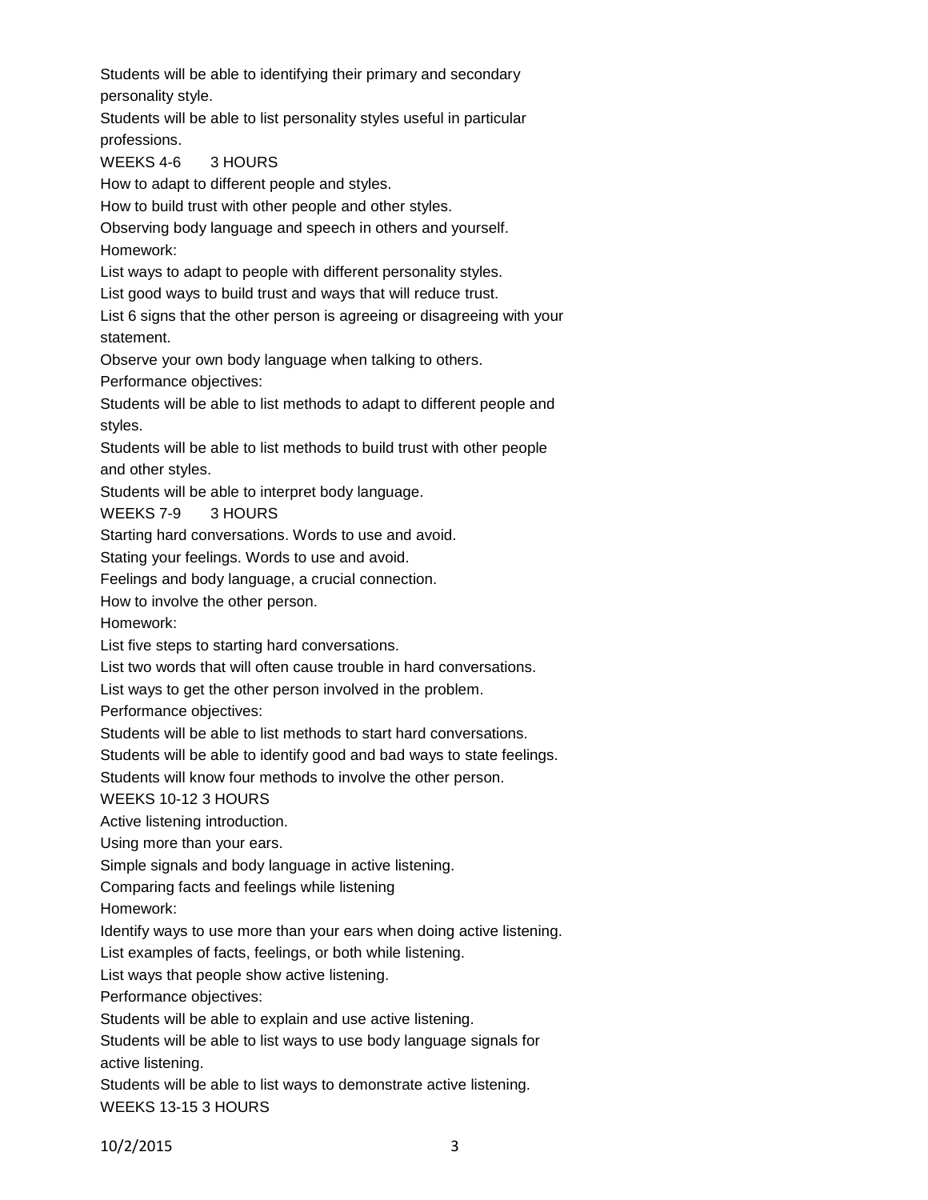Students will be able to identifying their primary and secondary personality style.

Students will be able to list personality styles useful in particular professions.

WEEKS 4-6 3 HOURS

How to adapt to different people and styles.

How to build trust with other people and other styles.

Observing body language and speech in others and yourself.

Homework:

List ways to adapt to people with different personality styles.

List good ways to build trust and ways that will reduce trust.

List 6 signs that the other person is agreeing or disagreeing with your statement.

Observe your own body language when talking to others.

Performance objectives:

Students will be able to list methods to adapt to different people and styles.

Students will be able to list methods to build trust with other people and other styles.

Students will be able to interpret body language.

WEEKS 7-9 3 HOURS

Starting hard conversations. Words to use and avoid.

Stating your feelings. Words to use and avoid.

Feelings and body language, a crucial connection.

How to involve the other person.

Homework:

List five steps to starting hard conversations.

List two words that will often cause trouble in hard conversations.

List ways to get the other person involved in the problem.

Performance objectives:

Students will be able to list methods to start hard conversations.

Students will be able to identify good and bad ways to state feelings.

Students will know four methods to involve the other person.

WEEKS 10-12 3 HOURS

Active listening introduction.

Using more than your ears.

Simple signals and body language in active listening.

Comparing facts and feelings while listening

Homework:

Identify ways to use more than your ears when doing active listening.

List examples of facts, feelings, or both while listening.

List ways that people show active listening.

Performance objectives:

Students will be able to explain and use active listening.

Students will be able to list ways to use body language signals for active listening.

Students will be able to list ways to demonstrate active listening.

WEEKS 13-15 3 HOURS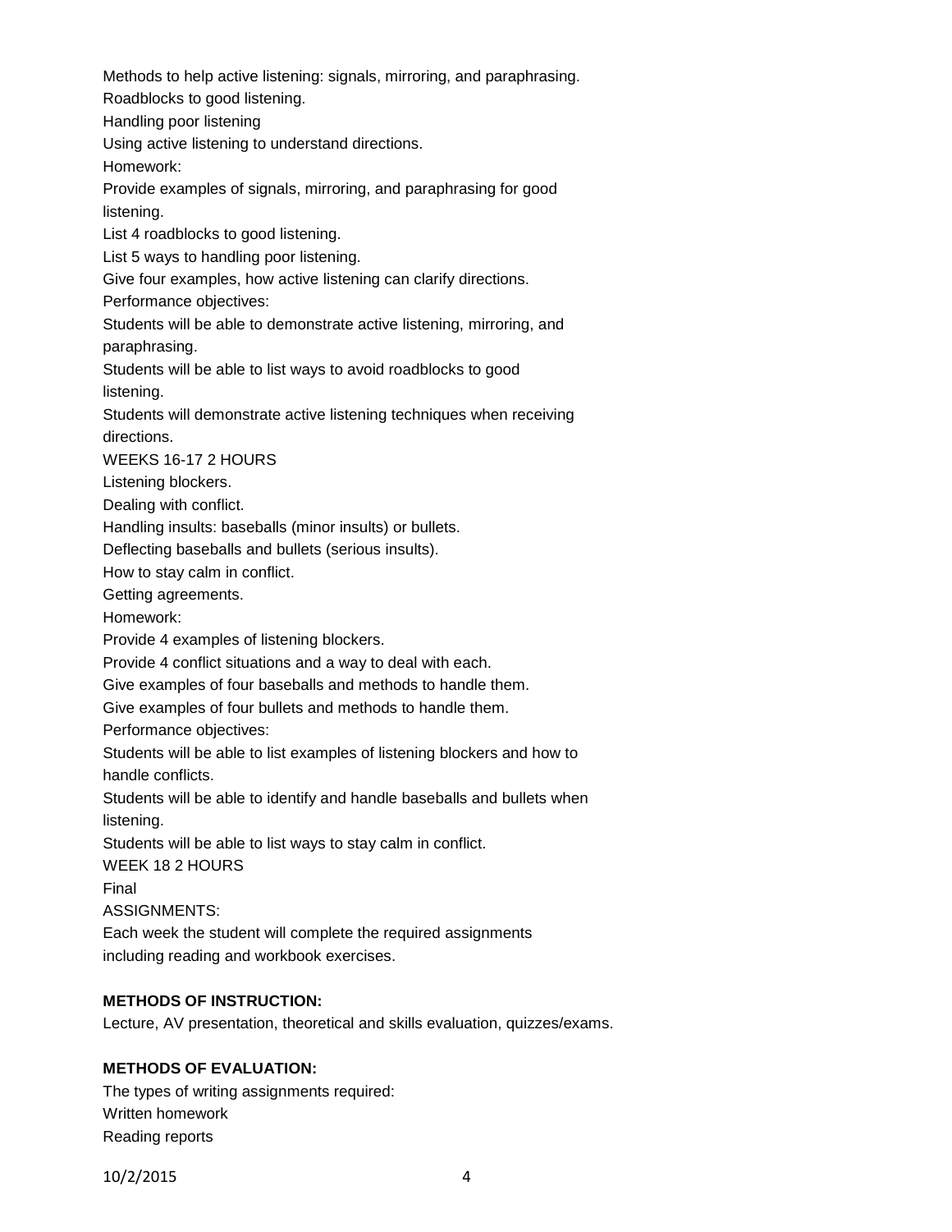Methods to help active listening: signals, mirroring, and paraphrasing.
Roadblocks to good listening.
Handling poor listening
Using active listening to understand directions.
Homework:
Provide examples of signals, mirroring, and paraphrasing for good listening.
List 4 roadblocks to good listening.
List 5 ways to handling poor listening.
Give four examples, how active listening can clarify directions.
Performance objectives:
Students will be able to demonstrate active listening, mirroring, and paraphrasing.
Students will be able to list ways to avoid roadblocks to good listening.
Students will demonstrate active listening techniques when receiving directions.
WEEKS 16-17 2 HOURS
Listening blockers.
Dealing with conflict.
Handling insults: baseballs (minor insults) or bullets.
Deflecting baseballs and bullets (serious insults).
How to stay calm in conflict.
Getting agreements.
Homework:
Provide 4 examples of listening blockers.
Provide 4 conflict situations and a way to deal with each.
Give examples of four baseballs and methods to handle them.
Give examples of four bullets and methods to handle them.
Performance objectives:
Students will be able to list examples of listening blockers and how to handle conflicts.
Students will be able to identify and handle baseballs and bullets when listening.
Students will be able to list ways to stay calm in conflict.
WEEK 18 2 HOURS
Final
ASSIGNMENTS:
Each week the student will complete the required assignments including reading and workbook exercises.

**METHODS OF INSTRUCTION:**

Lecture, AV presentation, theoretical and skills evaluation, quizzes/exams.

**METHODS OF EVALUATION:**

The types of writing assignments required:
Written homework
Reading reports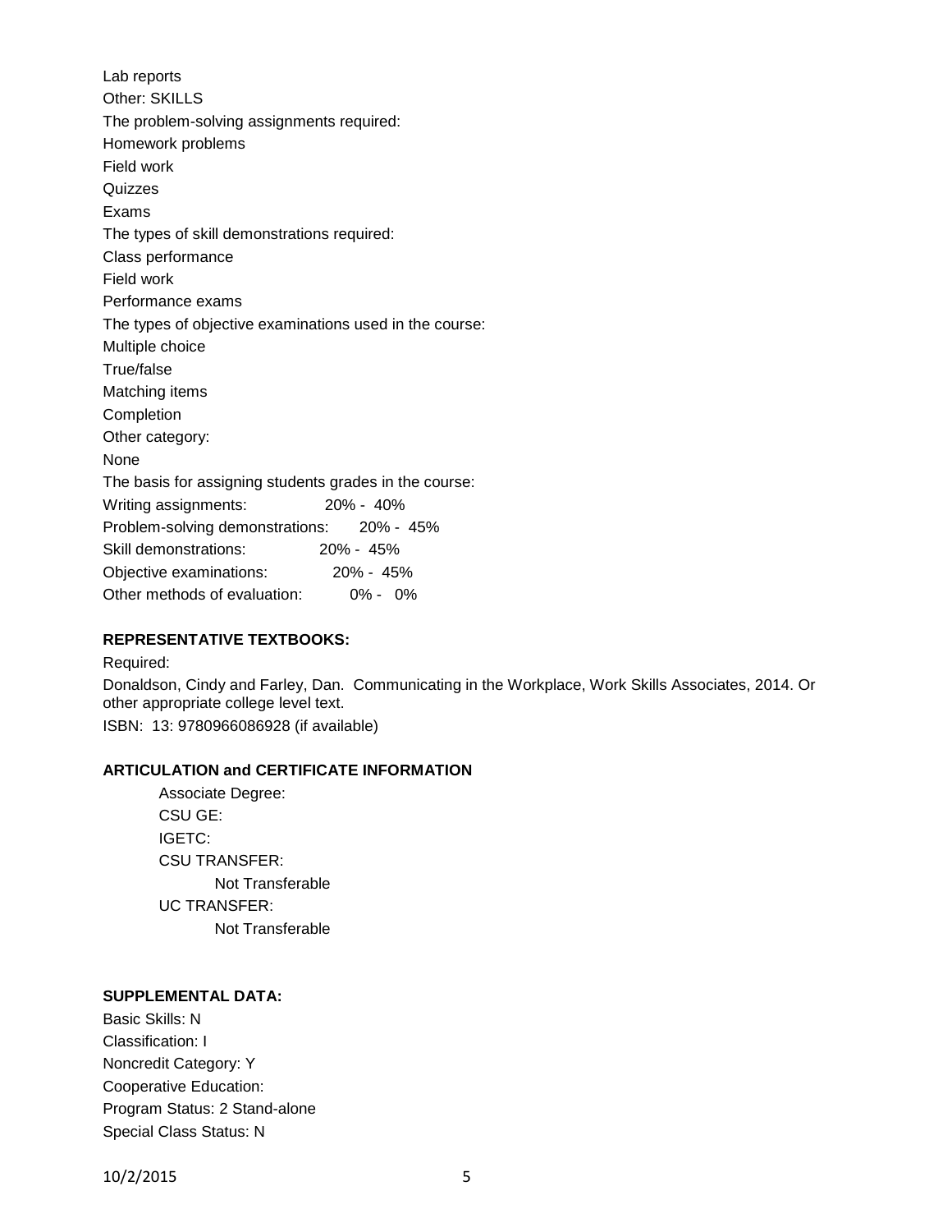Lab reports

Other: SKILLS

The problem-solving assignments required:

Homework problems

Field work

Quizzes

Exams

The types of skill demonstrations required:

Class performance

Field work

Performance exams

The types of objective examinations used in the course:

Multiple choice

True/false

Matching items

Completion

Other category:

None

The basis for assigning students grades in the course:

Writing assignments: 20% - 40%

Problem-solving demonstrations: 20% - 45%

Skill demonstrations: 20% - 45%

Objective examinations: 20% - 45%

Other methods of evaluation: 0% - 0%

**REPRESENTATIVE TEXTBOOKS:**

Required:

Donaldson, Cindy and Farley, Dan. Communicating in the Workplace, Work Skills Associates, 2014. Or other appropriate college level text.

ISBN: 13: 9780966086928 (if available)

**ARTICULATION and CERTIFICATE INFORMATION**

Associate Degree:

CSU GE:

IGETC:

CSU TRANSFER:

Not Transferable

UC TRANSFER:

Not Transferable

**SUPPLEMENTAL DATA:**

Basic Skills: N

Classification: I

Noncredit Category: Y

Cooperative Education:

Program Status: 2 Stand-alone

Special Class Status: N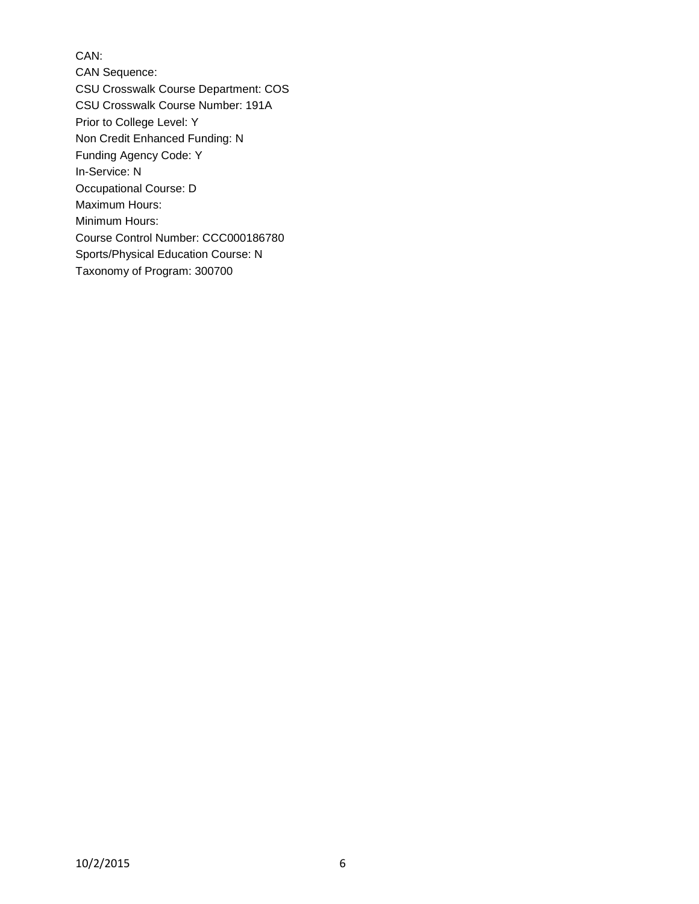CAN:
CAN Sequence:
CSU Crosswalk Course Department: COS
CSU Crosswalk Course Number: 191A
Prior to College Level: Y
Non Credit Enhanced Funding: N
Funding Agency Code: Y
In-Service: N
Occupational Course: D
Maximum Hours:
Minimum Hours:
Course Control Number: CCC000186780
Sports/Physical Education Course: N
Taxonomy of Program: 300700